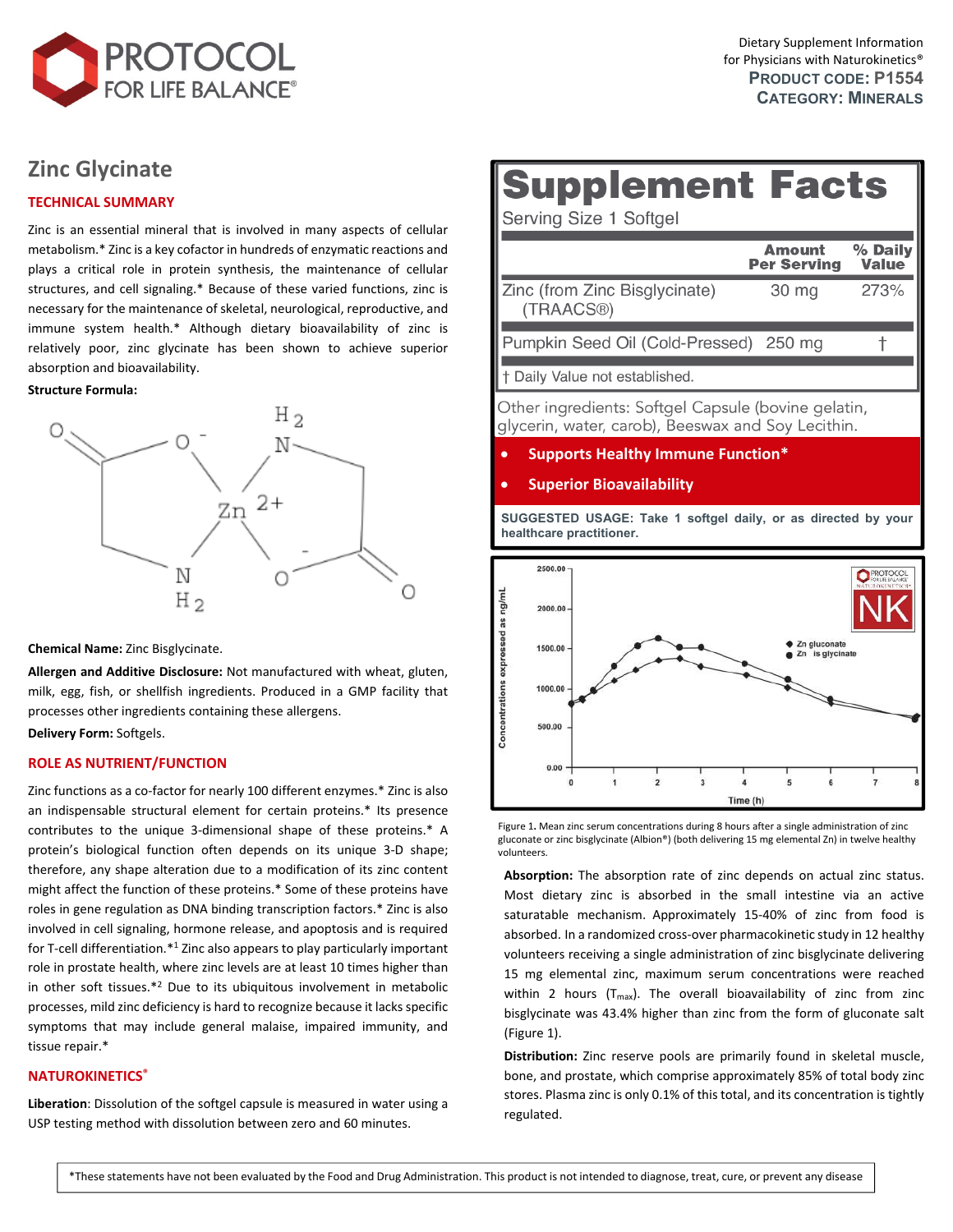Dietary Supplement Information
for Physicians with Naturokinetics®
**PRODUCT CODE: P1554**
**CATEGORY: MINERALS**

# Zinc Glycinate

## TECHNICAL SUMMARY

Zinc is an essential mineral that is involved in many aspects of cellular metabolism.* Zinc is a key cofactor in hundreds of enzymatic reactions and plays a critical role in protein synthesis, the maintenance of cellular structures, and cell signaling.* Because of these varied functions, zinc is necessary for the maintenance of skeletal, neurological, reproductive, and immune system health.* Although dietary bioavailability of zinc is relatively poor, zinc glycinate has been shown to achieve superior absorption and bioavailability.

**Structure Formula:**

**Chemical Name:** Zinc Bisglycinate.

**Allergen and Additive Disclosure:** Not manufactured with wheat, gluten, milk, egg, fish, or shellfish ingredients. Produced in a GMP facility that processes other ingredients containing these allergens.

**Delivery Form:** Softgels.

## ROLE AS NUTRIENT/FUNCTION

Zinc functions as a co-factor for nearly 100 different enzymes.* Zinc is also an indispensable structural element for certain proteins.* Its presence contributes to the unique 3-dimensional shape of these proteins.* A protein's biological function often depends on its unique 3-D shape; therefore, any shape alteration due to a modification of its zinc content might affect the function of these proteins.* Some of these proteins have roles in gene regulation as DNA binding transcription factors.* Zinc is also involved in cell signaling, hormone release, and apoptosis and is required for T-cell differentiation.*[1] Zinc also appears to play particularly important role in prostate health, where zinc levels are at least 10 times higher than in other soft tissues.*[2] Due to its ubiquitous involvement in metabolic processes, mild zinc deficiency is hard to recognize because it lacks specific symptoms that may include general malaise, impaired immunity, and tissue repair.*

## NATUROKINETICS®

**Liberation**: Dissolution of the softgel capsule is measured in water using a USP testing method with dissolution between zero and 60 minutes.

# Supplement Facts

Serving Size 1 Softgel

| | Amount Per Serving | % Daily Value |
|---|---|---|
| Zinc (from Zinc Bisglycinate) (TRAACS®) | 30 mg | 273% |
| Pumpkin Seed Oil (Cold-Pressed) | 250 mg | † |

† Daily Value not established.

Other ingredients: Softgel Capsule (bovine gelatin, glycerin, water, carob), Beeswax and Soy Lecithin.

- **Supports Healthy Immune Function***
- **Superior Bioavailability**

**SUGGESTED USAGE: Take 1 softgel daily, or as directed by your healthcare practitioner.**

Figure 1. Mean zinc serum concentrations during 8 hours after a single administration of zinc gluconate or zinc bisglycinate (Albion®) (both delivering 15 mg elemental Zn) in twelve healthy volunteers.

**Absorption:** The absorption rate of zinc depends on actual zinc status. Most dietary zinc is absorbed in the small intestine via an active saturatable mechanism. Approximately 15-40% of zinc from food is absorbed. In a randomized cross-over pharmacokinetic study in 12 healthy volunteers receiving a single administration of zinc bisglycinate delivering 15 mg elemental zinc, maximum serum concentrations were reached within 2 hours ($T_{max}$). The overall bioavailability of zinc from zinc bisglycinate was 43.4% higher than zinc from the form of gluconate salt (Figure 1).

**Distribution:** Zinc reserve pools are primarily found in skeletal muscle, bone, and prostate, which comprise approximately 85% of total body zinc stores. Plasma zinc is only 0.1% of this total, and its concentration is tightly regulated.

*These statements have not been evaluated by the Food and Drug Administration. This product is not intended to diagnose, treat, cure, or prevent any disease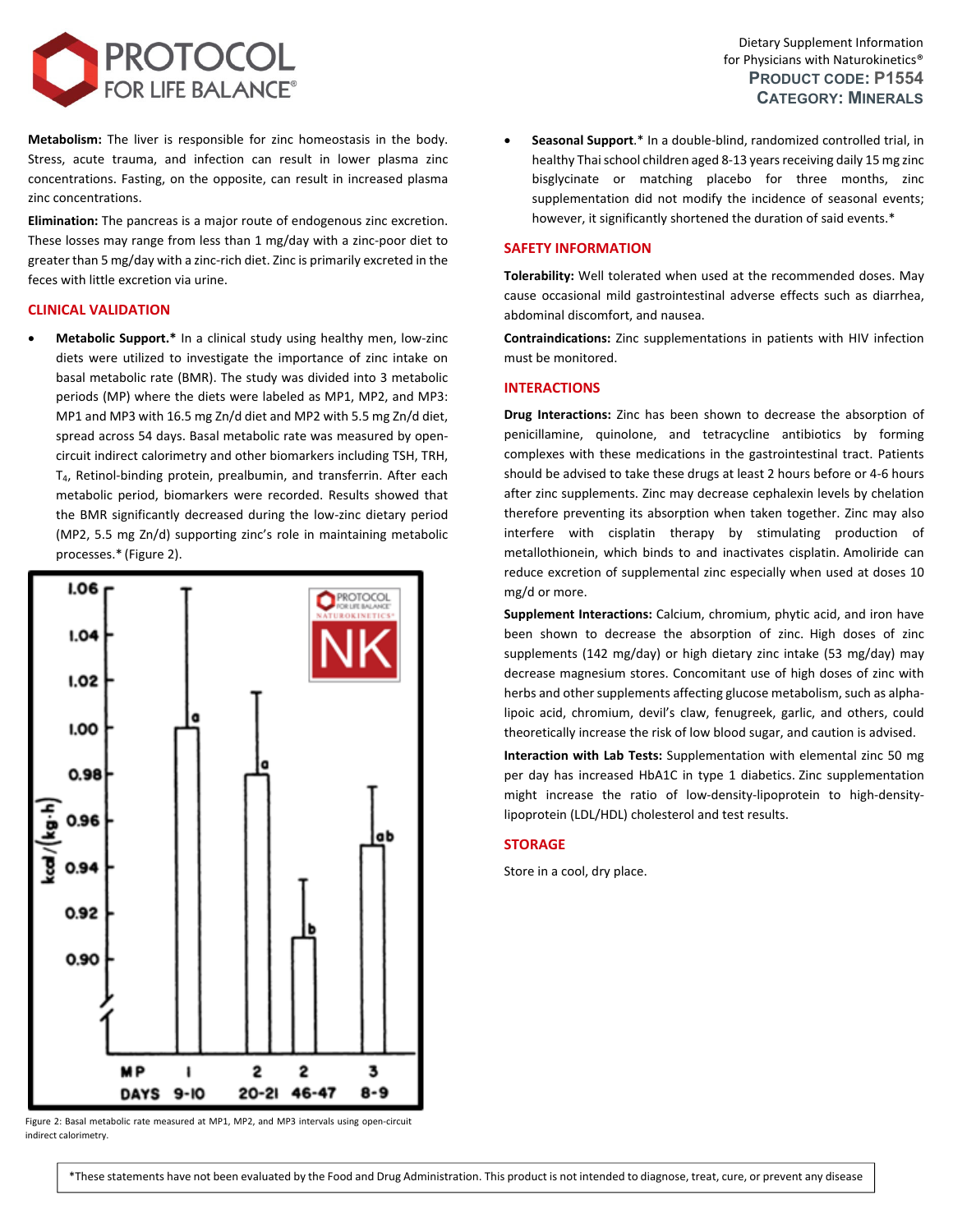**Metabolism:** The liver is responsible for zinc homeostasis in the body. Stress, acute trauma, and infection can result in lower plasma zinc concentrations. Fasting, on the opposite, can result in increased plasma zinc concentrations.

**Elimination:** The pancreas is a major route of endogenous zinc excretion. These losses may range from less than 1 mg/day with a zinc-poor diet to greater than 5 mg/day with a zinc-rich diet. Zinc is primarily excreted in the feces with little excretion via urine.

## CLINICAL VALIDATION

- **Metabolic Support.*** In a clinical study using healthy men, low-zinc diets were utilized to investigate the importance of zinc intake on basal metabolic rate (BMR). The study was divided into 3 metabolic periods (MP) where the diets were labeled as MP1, MP2, and MP3: MP1 and MP3 with 16.5 mg Zn/d diet and MP2 with 5.5 mg Zn/d diet, spread across 54 days. Basal metabolic rate was measured by open-circuit indirect calorimetry and other biomarkers including TSH, TRH, $T_4$, Retinol-binding protein, prealbumin, and transferrin. After each metabolic period, biomarkers were recorded. Results showed that the BMR significantly decreased during the low-zinc dietary period (MP2, 5.5 mg Zn/d) supporting zinc's role in maintaining metabolic processes.* (Figure 2).

1.06
1.04
1.02
1.00
0.98
0.96
0.94
0.92
0.90
kcal/(kg·h)
a
a
b
ab
MP 1 2 2 3
DAYS 9-10 20-21 46-47 8-9

Figure 2: Basal metabolic rate measured at MP1, MP2, and MP3 intervals using open-circuit indirect calorimetry.

- **Seasonal Support.*** In a double-blind, randomized controlled trial, in healthy Thai school children aged 8-13 years receiving daily 15 mg zinc bisglycinate or matching placebo for three months, zinc supplementation did not modify the incidence of seasonal events; however, it significantly shortened the duration of said events.*

## SAFETY INFORMATION

**Tolerability:** Well tolerated when used at the recommended doses. May cause occasional mild gastrointestinal adverse effects such as diarrhea, abdominal discomfort, and nausea.

**Contraindications:** Zinc supplementations in patients with HIV infection must be monitored.

## INTERACTIONS

**Drug Interactions:** Zinc has been shown to decrease the absorption of penicillamine, quinolone, and tetracycline antibiotics by forming complexes with these medications in the gastrointestinal tract. Patients should be advised to take these drugs at least 2 hours before or 4-6 hours after zinc supplements. Zinc may decrease cephalexin levels by chelation therefore preventing its absorption when taken together. Zinc may also interfere with cisplatin therapy by stimulating production of metallothionein, which binds to and inactivates cisplatin. Amoliride can reduce excretion of supplemental zinc especially when used at doses 10 mg/d or more.

**Supplement Interactions:** Calcium, chromium, phytic acid, and iron have been shown to decrease the absorption of zinc. High doses of zinc supplements (142 mg/day) or high dietary zinc intake (53 mg/day) may decrease magnesium stores. Concomitant use of high doses of zinc with herbs and other supplements affecting glucose metabolism, such as alpha-lipoic acid, chromium, devil's claw, fenugreek, garlic, and others, could theoretically increase the risk of low blood sugar, and caution is advised.

**Interaction with Lab Tests:** Supplementation with elemental zinc 50 mg per day has increased HbA1C in type 1 diabetics. Zinc supplementation might increase the ratio of low-density-lipoprotein to high-density-lipoprotein (LDL/HDL) cholesterol and test results.

## STORAGE

Store in a cool, dry place.

*These statements have not been evaluated by the Food and Drug Administration. This product is not intended to diagnose, treat, cure, or prevent any disease